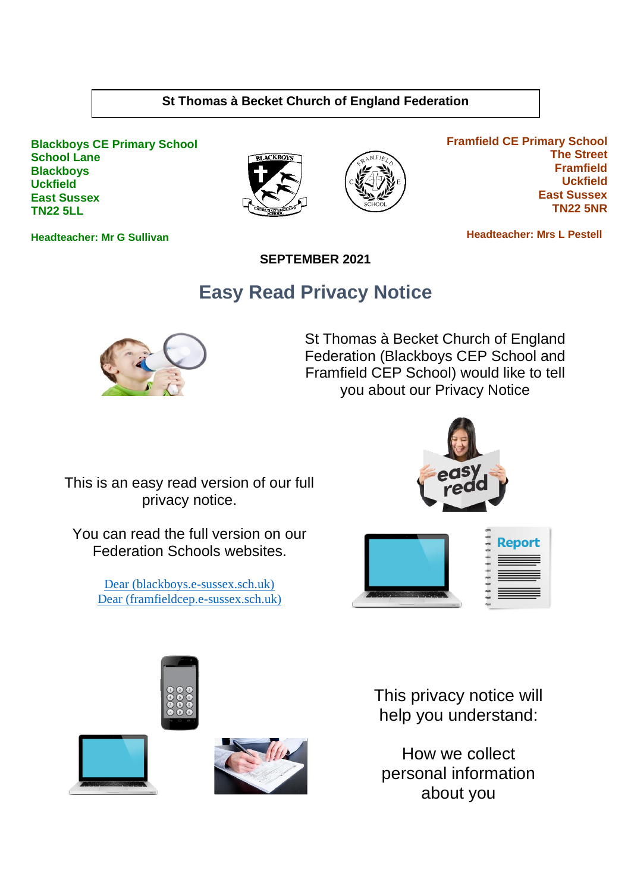**St Thomas à Becket Church of England Federation**

**Blackboys CE Primary School**
**School Lane**
**Blackboys**
**Uckfield**
**East Sussex**
**TN22 5LL**

**Headteacher: Mr G Sullivan**

**Framfield CE Primary School**
**The Street**
**Framfield**
**Uckfield**
**East Sussex**
**TN22 5NR**

**Headteacher: Mrs L Pestell**

**SEPTEMBER 2021**

# Easy Read Privacy Notice

St Thomas à Becket Church of England Federation (Blackboys CEP School and Framfield CEP School) would like to tell you about our Privacy Notice

This is an easy read version of our full privacy notice.

You can read the full version on our Federation Schools websites.

[Dear (blackboys.e-sussex.sch.uk)]
[Dear (framfieldcep.e-sussex.sch.uk)]

This privacy notice will help you understand:

How we collect personal information about you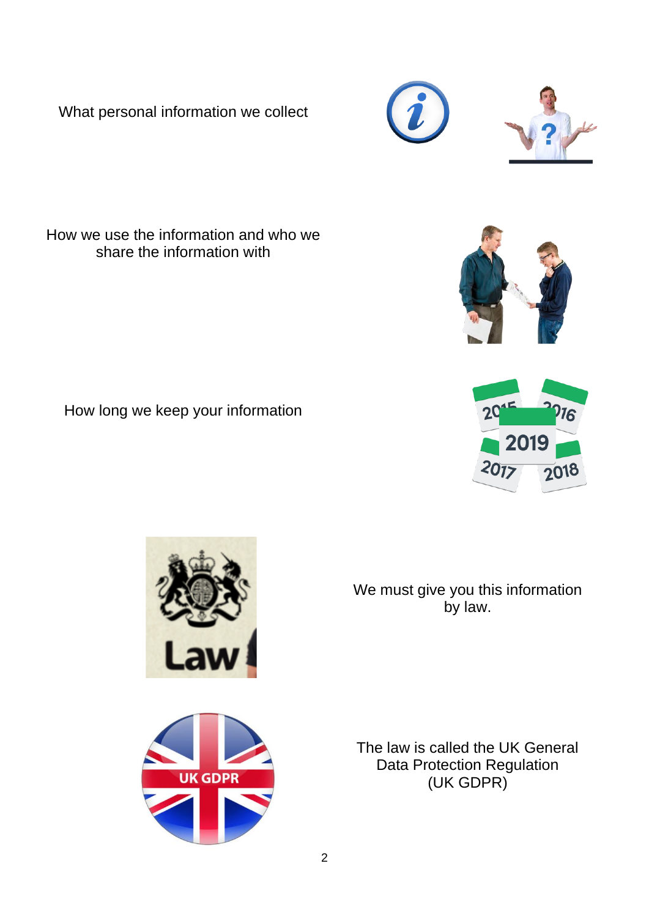What personal information we collect

How we use the information and who we share the information with

How long we keep your information

We must give you this information by law.

The law is called the UK General Data Protection Regulation (UK GDPR)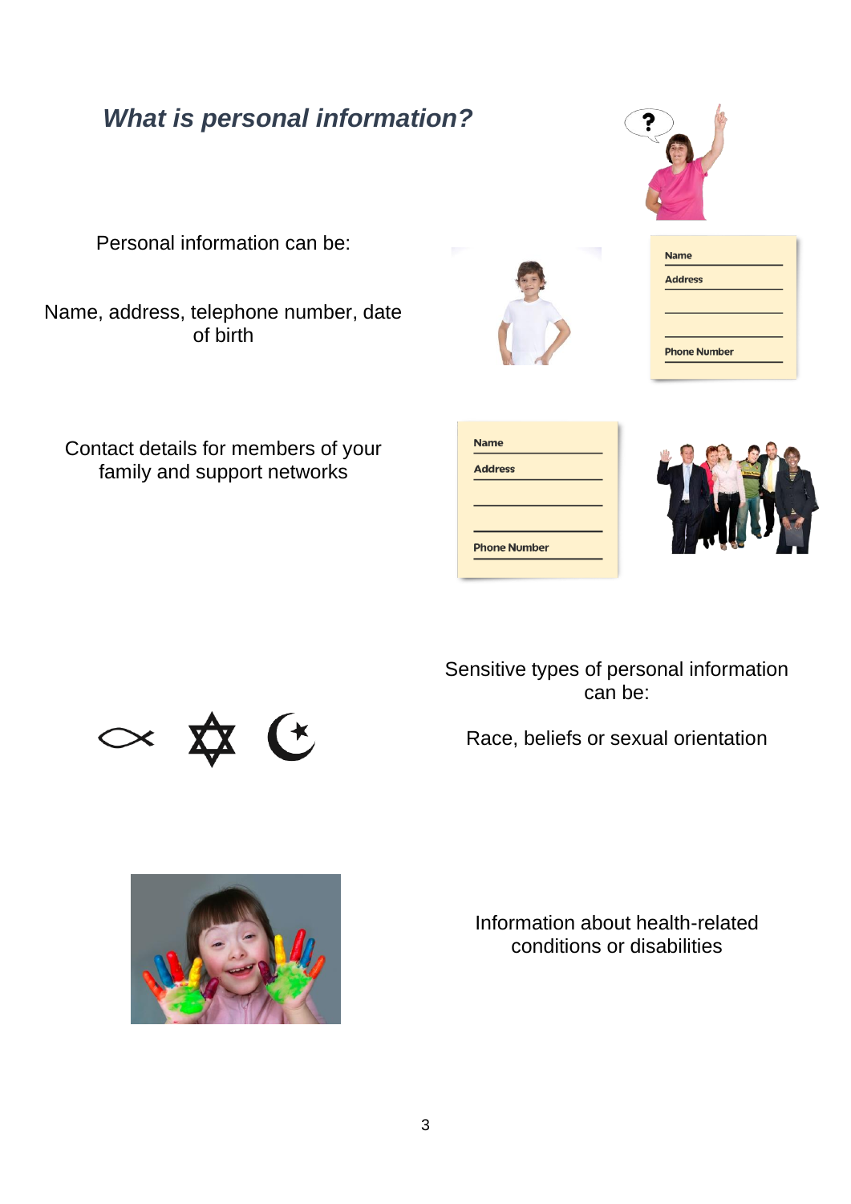## *What is personal information?*

Personal information can be:

Name, address, telephone number, date of birth

Contact details for members of your family and support networks

Sensitive types of personal information can be:

Race, beliefs or sexual orientation

Information about health-related conditions or disabilities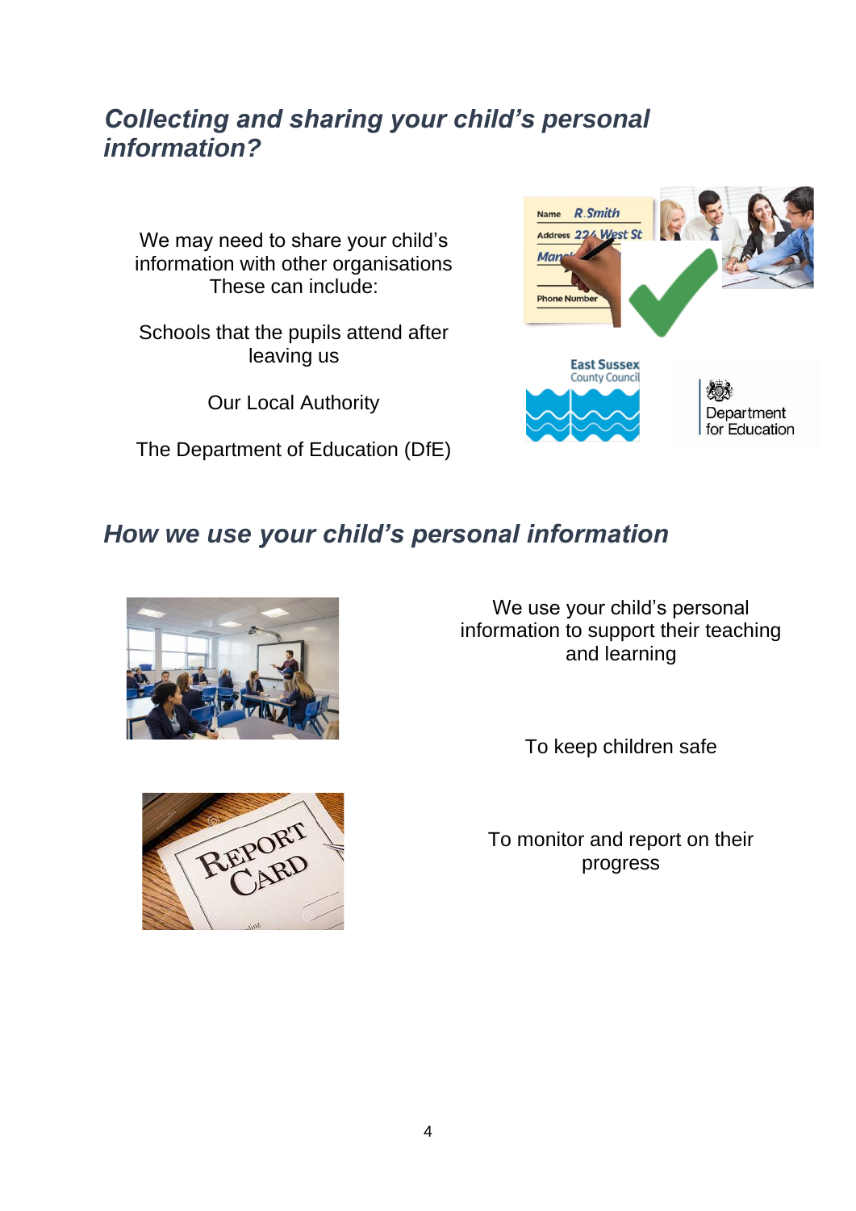## *Collecting and sharing your child's personal information?*

We may need to share your child's information with other organisations These can include:

Schools that the pupils attend after leaving us

Our Local Authority

The Department of Education (DfE)

## *How we use your child's personal information*

We use your child's personal information to support their teaching and learning

To keep children safe

To monitor and report on their progress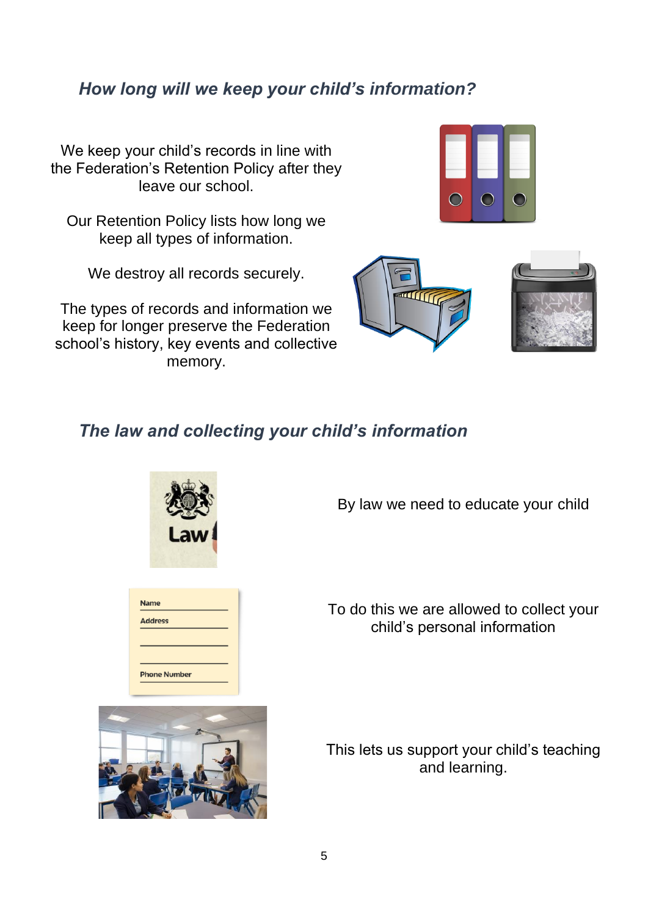## *How long will we keep your child's information?*

We keep your child's records in line with the Federation's Retention Policy after they leave our school.

Our Retention Policy lists how long we keep all types of information.

We destroy all records securely.

The types of records and information we keep for longer preserve the Federation school's history, key events and collective memory.

## *The law and collecting your child's information*

By law we need to educate your child

To do this we are allowed to collect your child's personal information

This lets us support your child's teaching and learning.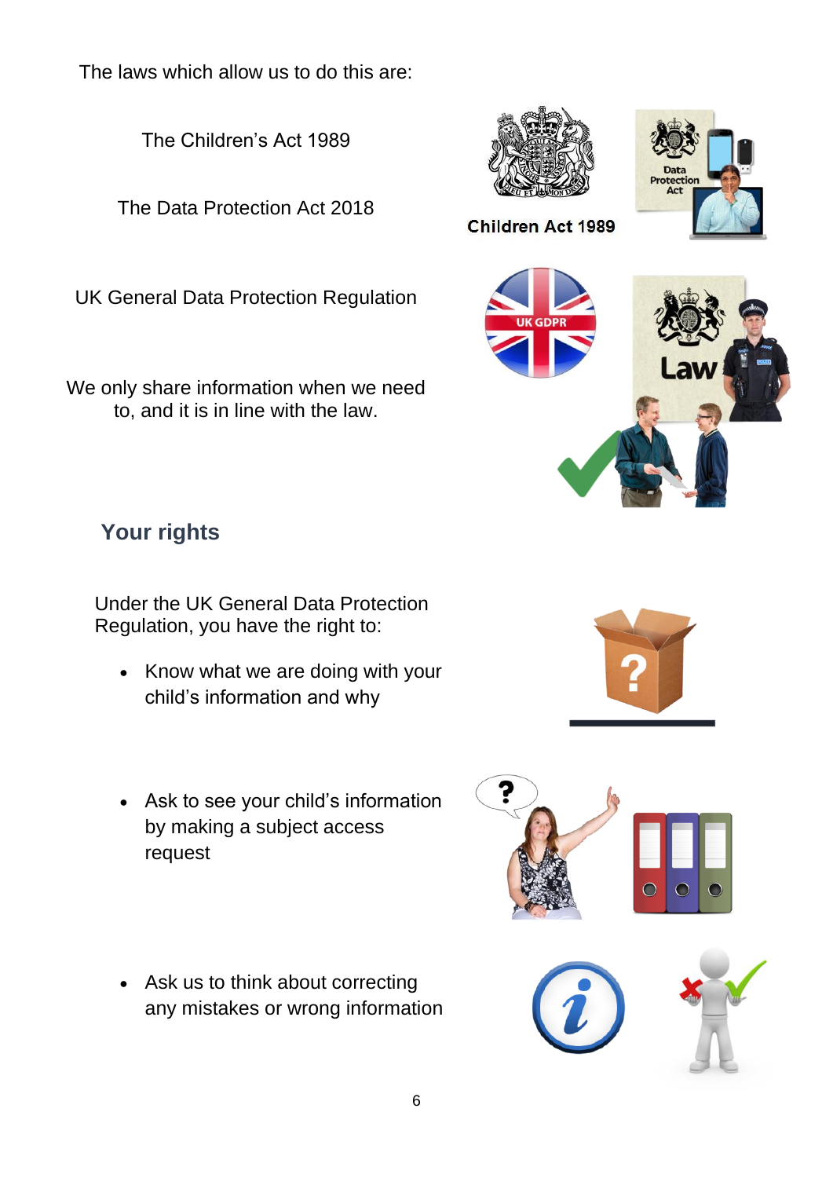The laws which allow us to do this are:

The Children's Act 1989

The Data Protection Act 2018

UK General Data Protection Regulation

We only share information when we need to, and it is in line with the law.

## Your rights

Under the UK General Data Protection Regulation, you have the right to:

- Know what we are doing with your child's information and why
- Ask to see your child's information by making a subject access request
- Ask us to think about correcting any mistakes or wrong information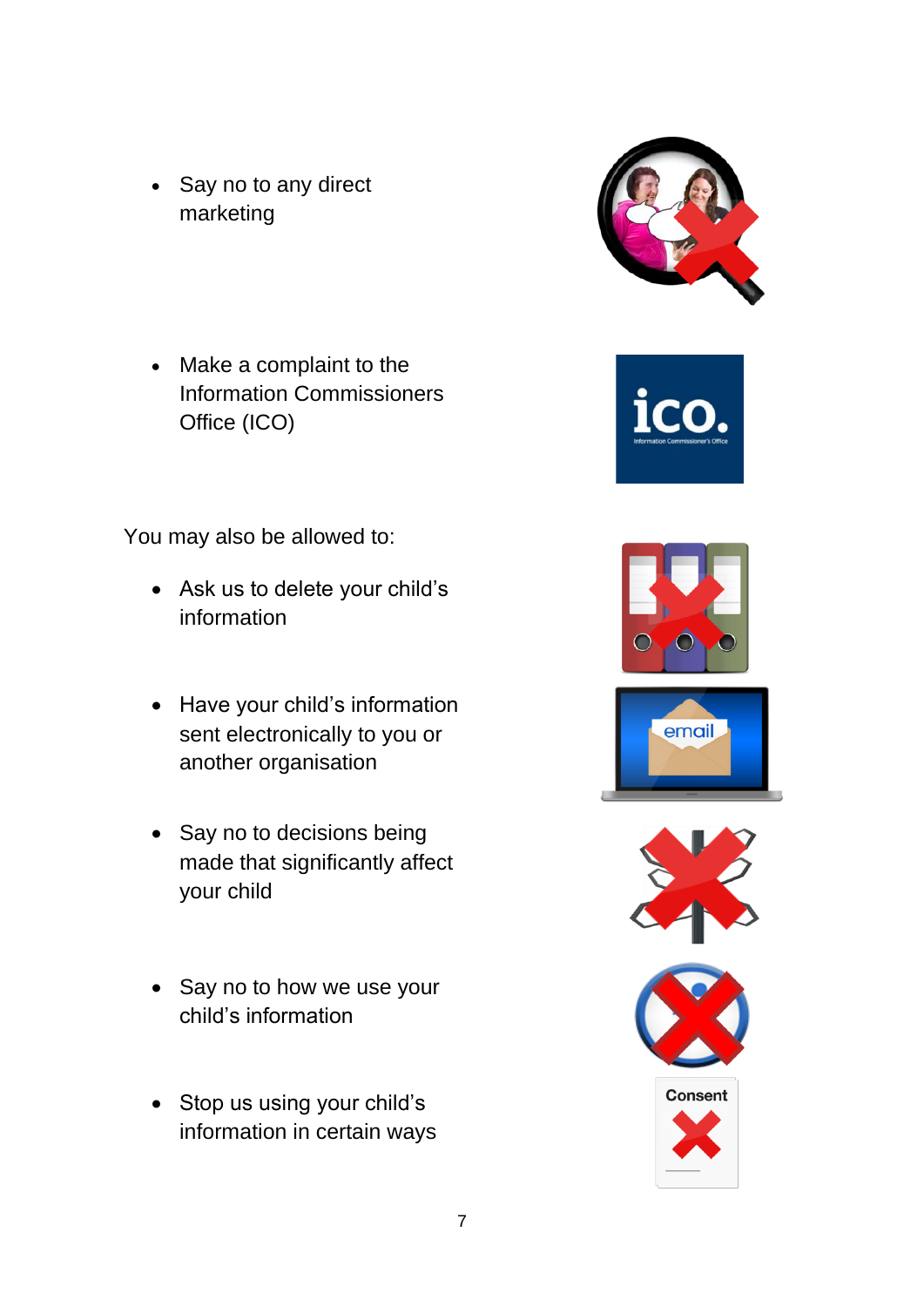- Say no to any direct marketing

- Make a complaint to the Information Commissioners Office (ICO)

You may also be allowed to:

- Ask us to delete your child's information

- Have your child's information sent electronically to you or another organisation

- Say no to decisions being made that significantly affect your child

- Say no to how we use your child's information

- Stop us using your child's information in certain ways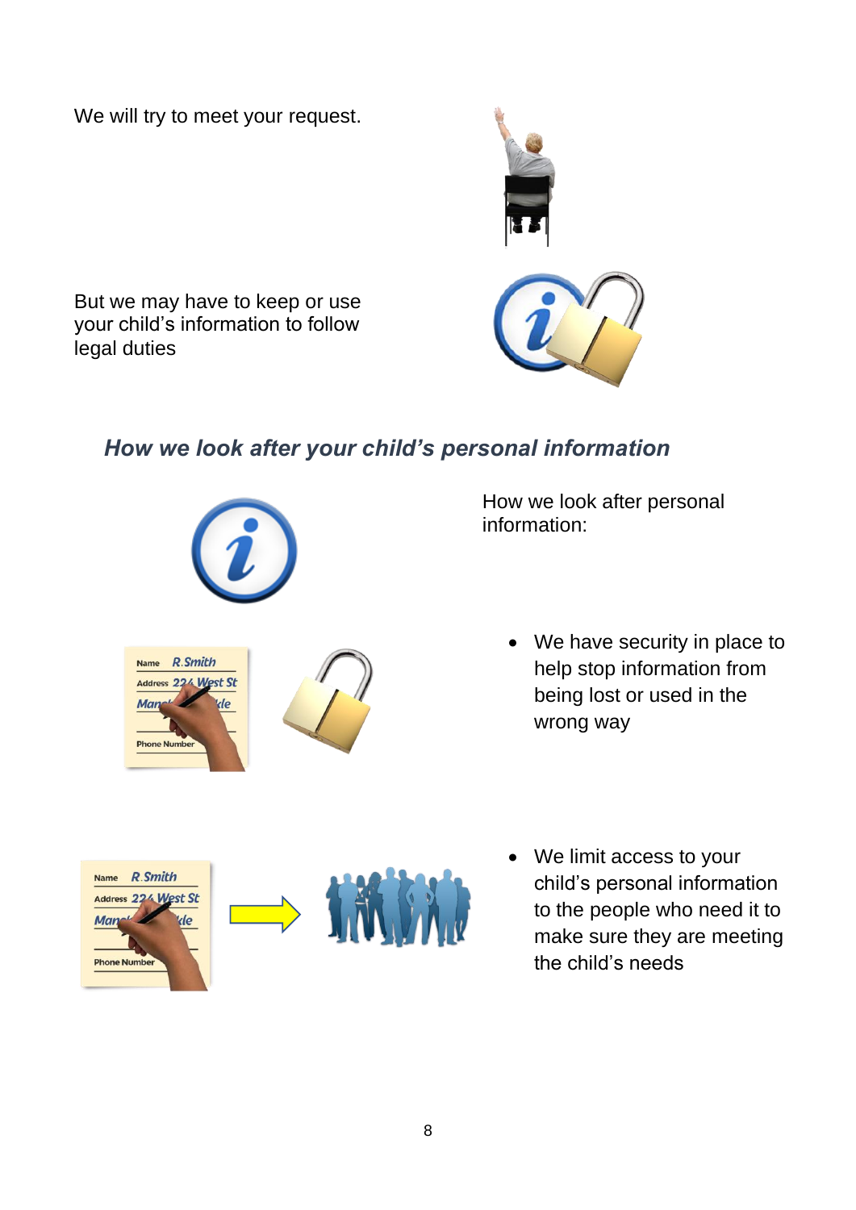We will try to meet your request.

But we may have to keep or use your child's information to follow legal duties

## *How we look after your child's personal information*

How we look after personal information:

- We have security in place to help stop information from being lost or used in the wrong way

- We limit access to your child's personal information to the people who need it to make sure they are meeting the child's needs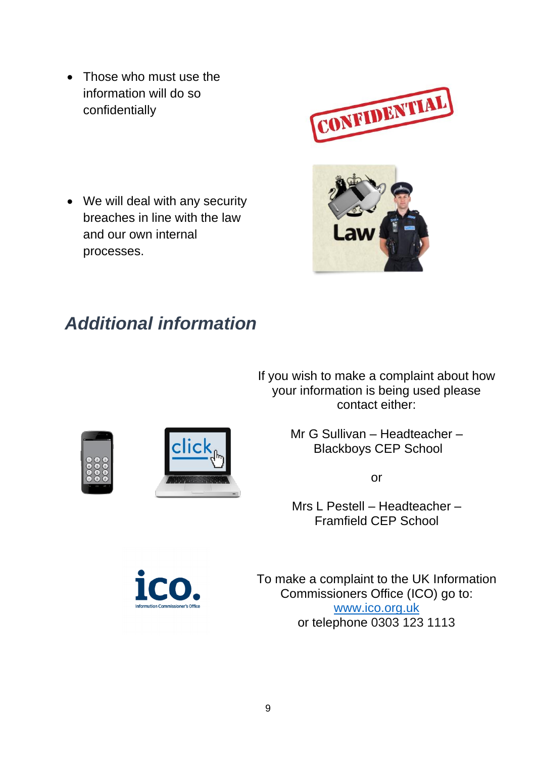- Those who must use the information will do so confidentially

- We will deal with any security breaches in line with the law and our own internal processes.

## *Additional information*

If you wish to make a complaint about how your information is being used please contact either:

Mr G Sullivan – Headteacher – Blackboys CEP School

or

Mrs L Pestell – Headteacher – Framfield CEP School

To make a complaint to the UK Information Commissioners Office (ICO) go to: [www.ico.org.uk](http://www.ico.org.uk)
or telephone 0303 123 1113